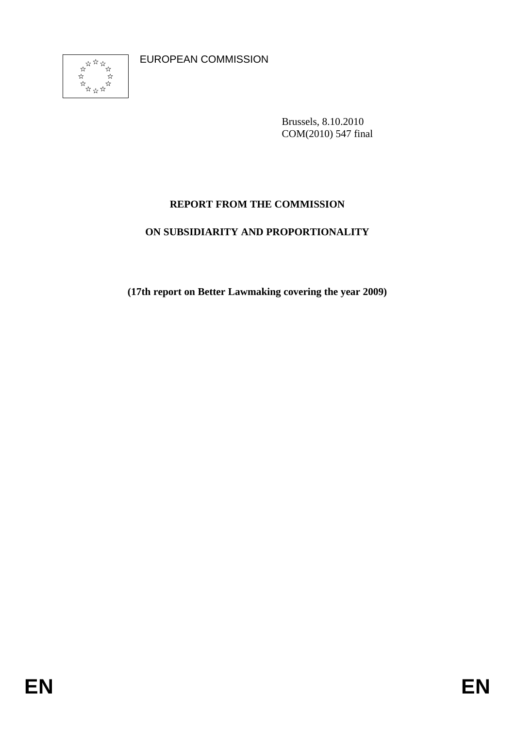EUROPEAN COMMISSION

Brussels, 8.10.2010
COM(2010) 547 final

# REPORT FROM THE COMMISSION

# ON SUBSIDIARITY AND PROPORTIONALITY

**(17th report on Better Lawmaking covering the year 2009)**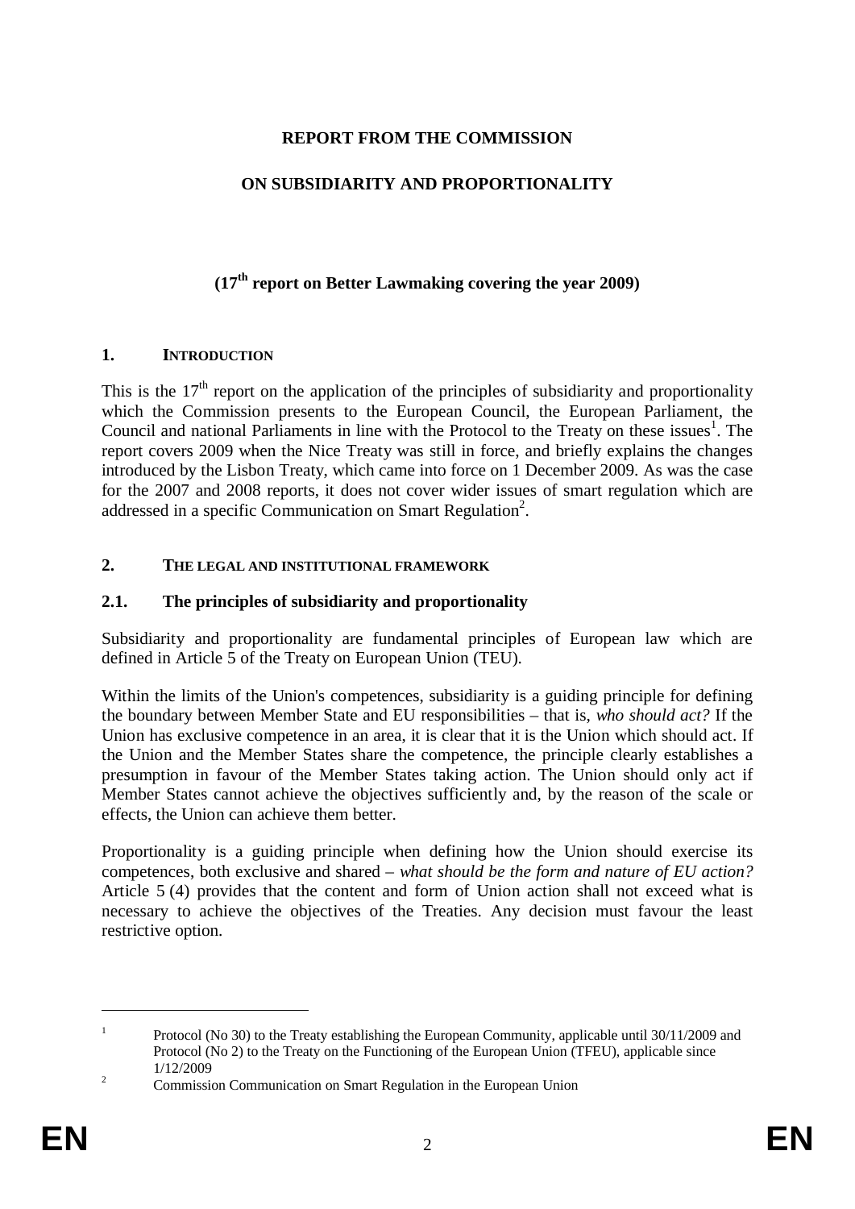**REPORT FROM THE COMMISSION**

**ON SUBSIDIARITY AND PROPORTIONALITY**

**(17th report on Better Lawmaking covering the year 2009)**

## 1. INTRODUCTION

This is the 17th report on the application of the principles of subsidiarity and proportionality which the Commission presents to the European Council, the European Parliament, the Council and national Parliaments in line with the Protocol to the Treaty on these issues[1]. The report covers 2009 when the Nice Treaty was still in force, and briefly explains the changes introduced by the Lisbon Treaty, which came into force on 1 December 2009. As was the case for the 2007 and 2008 reports, it does not cover wider issues of smart regulation which are addressed in a specific Communication on Smart Regulation[2].

## 2. THE LEGAL AND INSTITUTIONAL FRAMEWORK

### 2.1. The principles of subsidiarity and proportionality

Subsidiarity and proportionality are fundamental principles of European law which are defined in Article 5 of the Treaty on European Union (TEU).

Within the limits of the Union's competences, subsidiarity is a guiding principle for defining the boundary between Member State and EU responsibilities – that is, *who should act?* If the Union has exclusive competence in an area, it is clear that it is the Union which should act. If the Union and the Member States share the competence, the principle clearly establishes a presumption in favour of the Member States taking action. The Union should only act if Member States cannot achieve the objectives sufficiently and, by the reason of the scale or effects, the Union can achieve them better.

Proportionality is a guiding principle when defining how the Union should exercise its competences, both exclusive and shared – *what should be the form and nature of EU action?* Article 5 (4) provides that the content and form of Union action shall not exceed what is necessary to achieve the objectives of the Treaties. Any decision must favour the least restrictive option.

---

[1] Protocol (No 30) to the Treaty establishing the European Community, applicable until 30/11/2009 and Protocol (No 2) to the Treaty on the Functioning of the European Union (TFEU), applicable since 1/12/2009

[2] Commission Communication on Smart Regulation in the European Union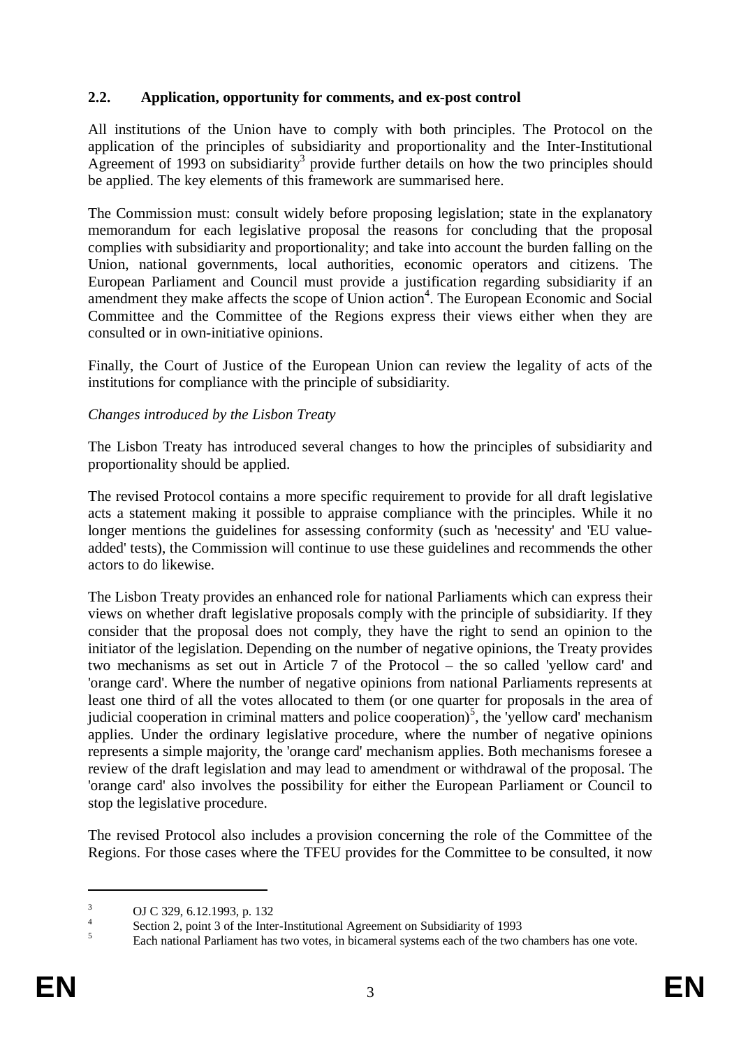## 2.2. Application, opportunity for comments, and ex-post control

All institutions of the Union have to comply with both principles. The Protocol on the application of the principles of subsidiarity and proportionality and the Inter-Institutional Agreement of 1993 on subsidiarity[3] provide further details on how the two principles should be applied. The key elements of this framework are summarised here.

The Commission must: consult widely before proposing legislation; state in the explanatory memorandum for each legislative proposal the reasons for concluding that the proposal complies with subsidiarity and proportionality; and take into account the burden falling on the Union, national governments, local authorities, economic operators and citizens. The European Parliament and Council must provide a justification regarding subsidiarity if an amendment they make affects the scope of Union action[4]. The European Economic and Social Committee and the Committee of the Regions express their views either when they are consulted or in own-initiative opinions.

Finally, the Court of Justice of the European Union can review the legality of acts of the institutions for compliance with the principle of subsidiarity.

*Changes introduced by the Lisbon Treaty*

The Lisbon Treaty has introduced several changes to how the principles of subsidiarity and proportionality should be applied.

The revised Protocol contains a more specific requirement to provide for all draft legislative acts a statement making it possible to appraise compliance with the principles. While it no longer mentions the guidelines for assessing conformity (such as 'necessity' and 'EU value-added' tests), the Commission will continue to use these guidelines and recommends the other actors to do likewise.

The Lisbon Treaty provides an enhanced role for national Parliaments which can express their views on whether draft legislative proposals comply with the principle of subsidiarity. If they consider that the proposal does not comply, they have the right to send an opinion to the initiator of the legislation. Depending on the number of negative opinions, the Treaty provides two mechanisms as set out in Article 7 of the Protocol – the so called 'yellow card' and 'orange card'. Where the number of negative opinions from national Parliaments represents at least one third of all the votes allocated to them (or one quarter for proposals in the area of judicial cooperation in criminal matters and police cooperation)[5], the 'yellow card' mechanism applies. Under the ordinary legislative procedure, where the number of negative opinions represents a simple majority, the 'orange card' mechanism applies. Both mechanisms foresee a review of the draft legislation and may lead to amendment or withdrawal of the proposal. The 'orange card' also involves the possibility for either the European Parliament or Council to stop the legislative procedure.

The revised Protocol also includes a provision concerning the role of the Committee of the Regions. For those cases where the TFEU provides for the Committee to be consulted, it now

---

[3] OJ C 329, 6.12.1993, p. 132

[4] Section 2, point 3 of the Inter-Institutional Agreement on Subsidiarity of 1993

[5] Each national Parliament has two votes, in bicameral systems each of the two chambers has one vote.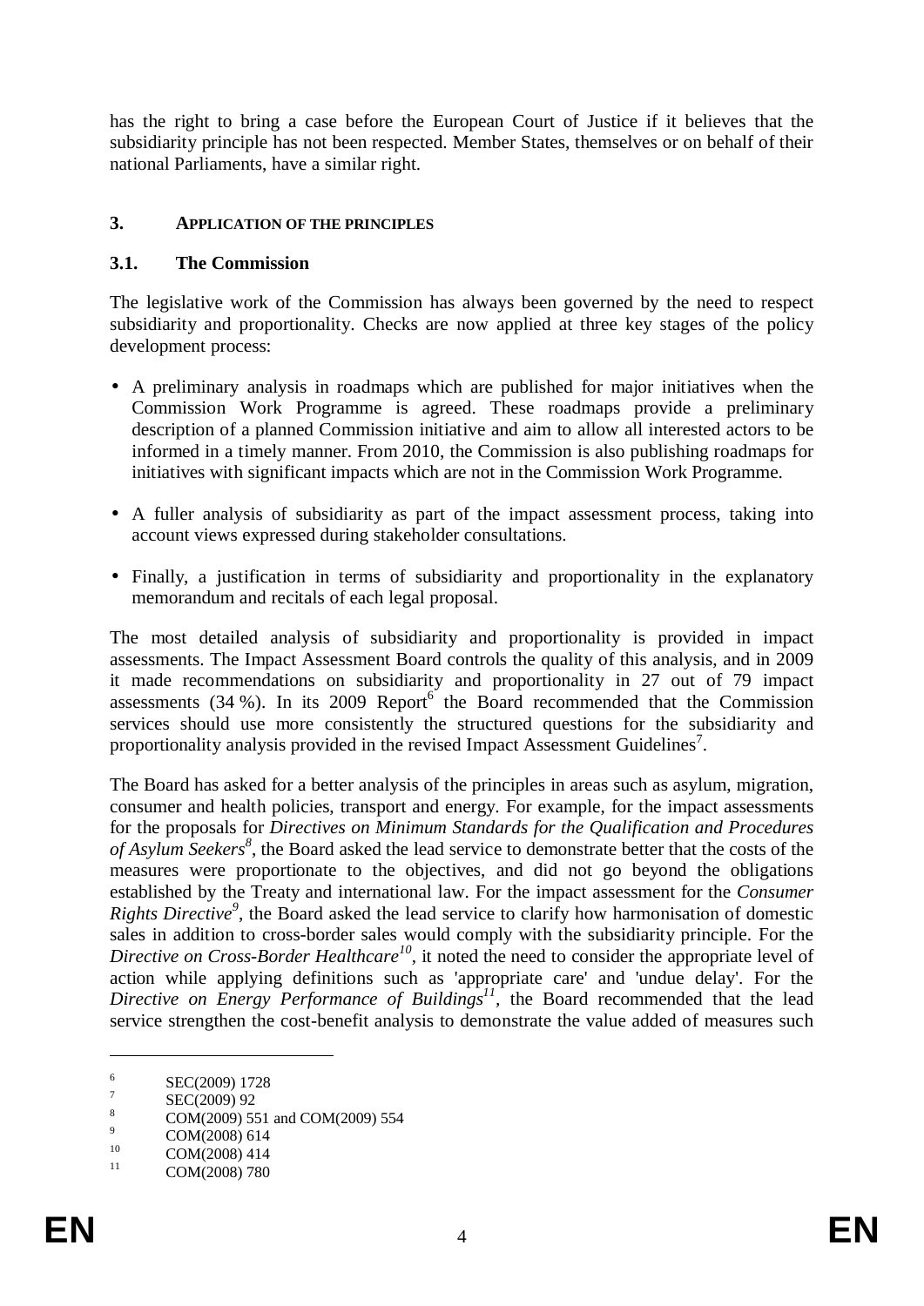has the right to bring a case before the European Court of Justice if it believes that the subsidiarity principle has not been respected. Member States, themselves or on behalf of their national Parliaments, have a similar right.

## 3. APPLICATION OF THE PRINCIPLES

### 3.1. The Commission

The legislative work of the Commission has always been governed by the need to respect subsidiarity and proportionality. Checks are now applied at three key stages of the policy development process:

- A preliminary analysis in roadmaps which are published for major initiatives when the Commission Work Programme is agreed. These roadmaps provide a preliminary description of a planned Commission initiative and aim to allow all interested actors to be informed in a timely manner. From 2010, the Commission is also publishing roadmaps for initiatives with significant impacts which are not in the Commission Work Programme.
- A fuller analysis of subsidiarity as part of the impact assessment process, taking into account views expressed during stakeholder consultations.
- Finally, a justification in terms of subsidiarity and proportionality in the explanatory memorandum and recitals of each legal proposal.

The most detailed analysis of subsidiarity and proportionality is provided in impact assessments. The Impact Assessment Board controls the quality of this analysis, and in 2009 it made recommendations on subsidiarity and proportionality in 27 out of 79 impact assessments (34 %). In its 2009 Report[6] the Board recommended that the Commission services should use more consistently the structured questions for the subsidiarity and proportionality analysis provided in the revised Impact Assessment Guidelines[7].

The Board has asked for a better analysis of the principles in areas such as asylum, migration, consumer and health policies, transport and energy. For example, for the impact assessments for the proposals for *Directives on Minimum Standards for the Qualification and Procedures of Asylum Seekers*[8], the Board asked the lead service to demonstrate better that the costs of the measures were proportionate to the objectives, and did not go beyond the obligations established by the Treaty and international law. For the impact assessment for the *Consumer Rights Directive*[9], the Board asked the lead service to clarify how harmonisation of domestic sales in addition to cross-border sales would comply with the subsidiarity principle. For the *Directive on Cross-Border Healthcare*[10], it noted the need to consider the appropriate level of action while applying definitions such as 'appropriate care' and 'undue delay'. For the *Directive on Energy Performance of Buildings*[11], the Board recommended that the lead service strengthen the cost-benefit analysis to demonstrate the value added of measures such

---

[6] SEC(2009) 1728

[7] SEC(2009) 92

[8] COM(2009) 551 and COM(2009) 554

[9] COM(2008) 614

[10] COM(2008) 414

[11] COM(2008) 780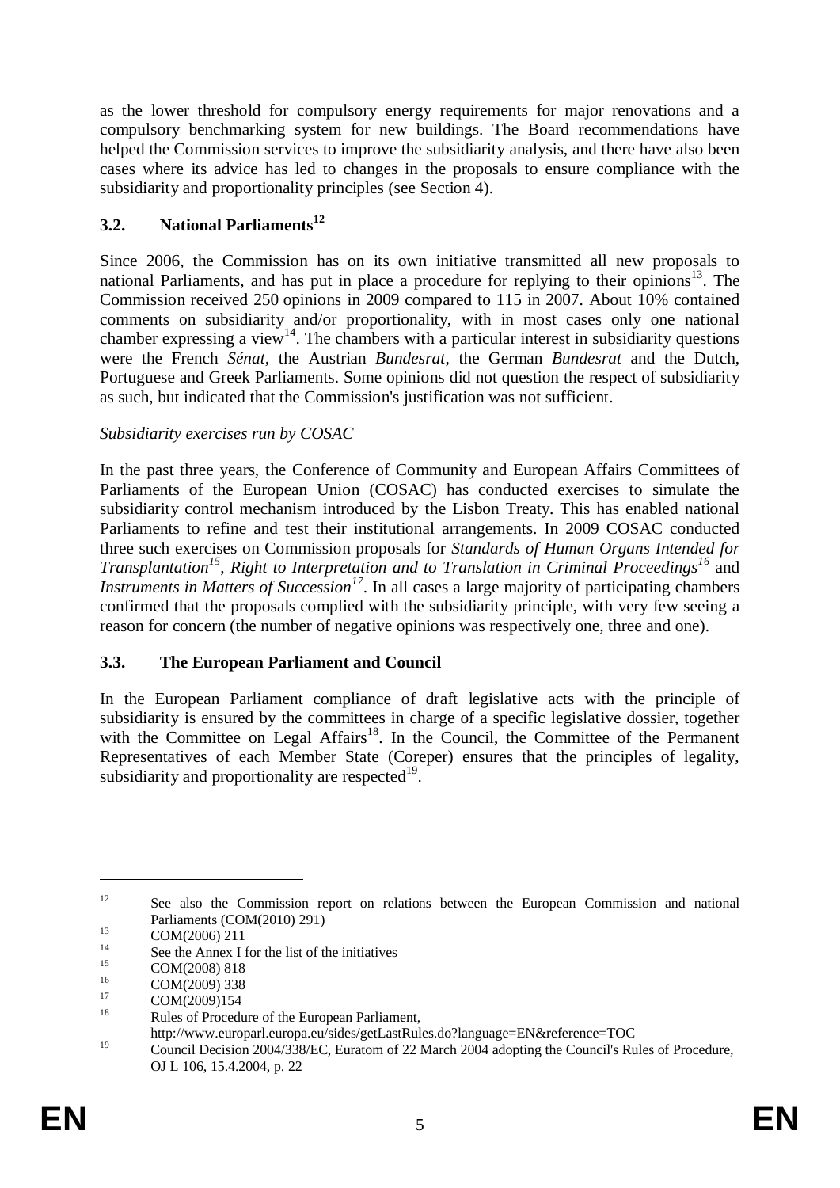as the lower threshold for compulsory energy requirements for major renovations and a compulsory benchmarking system for new buildings. The Board recommendations have helped the Commission services to improve the subsidiarity analysis, and there have also been cases where its advice has led to changes in the proposals to ensure compliance with the subsidiarity and proportionality principles (see Section 4).

### 3.2. National Parliaments[12]

Since 2006, the Commission has on its own initiative transmitted all new proposals to national Parliaments, and has put in place a procedure for replying to their opinions[13]. The Commission received 250 opinions in 2009 compared to 115 in 2007. About 10% contained comments on subsidiarity and/or proportionality, with in most cases only one national chamber expressing a view[14]. The chambers with a particular interest in subsidiarity questions were the French *Sénat*, the Austrian *Bundesrat*, the German *Bundesrat* and the Dutch, Portuguese and Greek Parliaments. Some opinions did not question the respect of subsidiarity as such, but indicated that the Commission's justification was not sufficient.

*Subsidiarity exercises run by COSAC*

In the past three years, the Conference of Community and European Affairs Committees of Parliaments of the European Union (COSAC) has conducted exercises to simulate the subsidiarity control mechanism introduced by the Lisbon Treaty. This has enabled national Parliaments to refine and test their institutional arrangements. In 2009 COSAC conducted three such exercises on Commission proposals for *Standards of Human Organs Intended for Transplantation*[15], *Right to Interpretation and to Translation in Criminal Proceedings*[16] and *Instruments in Matters of Succession*[17]. In all cases a large majority of participating chambers confirmed that the proposals complied with the subsidiarity principle, with very few seeing a reason for concern (the number of negative opinions was respectively one, three and one).

### 3.3. The European Parliament and Council

In the European Parliament compliance of draft legislative acts with the principle of subsidiarity is ensured by the committees in charge of a specific legislative dossier, together with the Committee on Legal Affairs[18]. In the Council, the Committee of the Permanent Representatives of each Member State (Coreper) ensures that the principles of legality, subsidiarity and proportionality are respected[19].

---

[12] See also the Commission report on relations between the European Commission and national Parliaments (COM(2010) 291)

[13] COM(2006) 211

[14] See the Annex I for the list of the initiatives

[15] COM(2008) 818

[16] COM(2009) 338

[17] COM(2009)154

[18] Rules of Procedure of the European Parliament, http://www.europarl.europa.eu/sides/getLastRules.do?language=EN&reference=TOC

[19] Council Decision 2004/338/EC, Euratom of 22 March 2004 adopting the Council's Rules of Procedure, OJ L 106, 15.4.2004, p. 22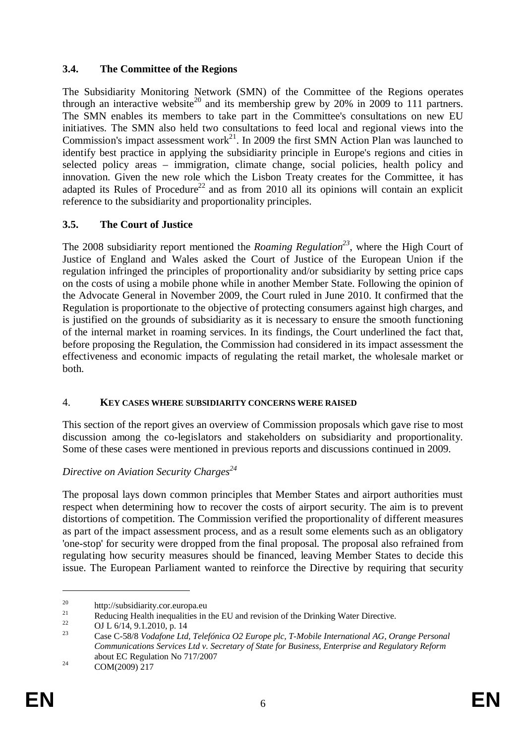### 3.4. The Committee of the Regions

The Subsidiarity Monitoring Network (SMN) of the Committee of the Regions operates through an interactive website[20] and its membership grew by 20% in 2009 to 111 partners. The SMN enables its members to take part in the Committee's consultations on new EU initiatives. The SMN also held two consultations to feed local and regional views into the Commission's impact assessment work[21]. In 2009 the first SMN Action Plan was launched to identify best practice in applying the subsidiarity principle in Europe's regions and cities in selected policy areas – immigration, climate change, social policies, health policy and innovation. Given the new role which the Lisbon Treaty creates for the Committee, it has adapted its Rules of Procedure[22] and as from 2010 all its opinions will contain an explicit reference to the subsidiarity and proportionality principles.

### 3.5. The Court of Justice

The 2008 subsidiarity report mentioned the *Roaming Regulation*[23], where the High Court of Justice of England and Wales asked the Court of Justice of the European Union if the regulation infringed the principles of proportionality and/or subsidiarity by setting price caps on the costs of using a mobile phone while in another Member State. Following the opinion of the Advocate General in November 2009, the Court ruled in June 2010. It confirmed that the Regulation is proportionate to the objective of protecting consumers against high charges, and is justified on the grounds of subsidiarity as it is necessary to ensure the smooth functioning of the internal market in roaming services. In its findings, the Court underlined the fact that, before proposing the Regulation, the Commission had considered in its impact assessment the effectiveness and economic impacts of regulating the retail market, the wholesale market or both.

## 4. KEY CASES WHERE SUBSIDIARITY CONCERNS WERE RAISED

This section of the report gives an overview of Commission proposals which gave rise to most discussion among the co-legislators and stakeholders on subsidiarity and proportionality. Some of these cases were mentioned in previous reports and discussions continued in 2009.

*Directive on Aviation Security Charges*[24]

The proposal lays down common principles that Member States and airport authorities must respect when determining how to recover the costs of airport security. The aim is to prevent distortions of competition. The Commission verified the proportionality of different measures as part of the impact assessment process, and as a result some elements such as an obligatory 'one-stop' for security were dropped from the final proposal. The proposal also refrained from regulating how security measures should be financed, leaving Member States to decide this issue. The European Parliament wanted to reinforce the Directive by requiring that security

---

[20] http://subsidiarity.cor.europa.eu

[21] Reducing Health inequalities in the EU and revision of the Drinking Water Directive.

[22] OJ L 6/14, 9.1.2010, p. 14

[23] Case C-58/8 *Vodafone Ltd, Telefónica O2 Europe plc, T-Mobile International AG, Orange Personal Communications Services Ltd v. Secretary of State for Business, Enterprise and Regulatory Reform* about EC Regulation No 717/2007

[24] COM(2009) 217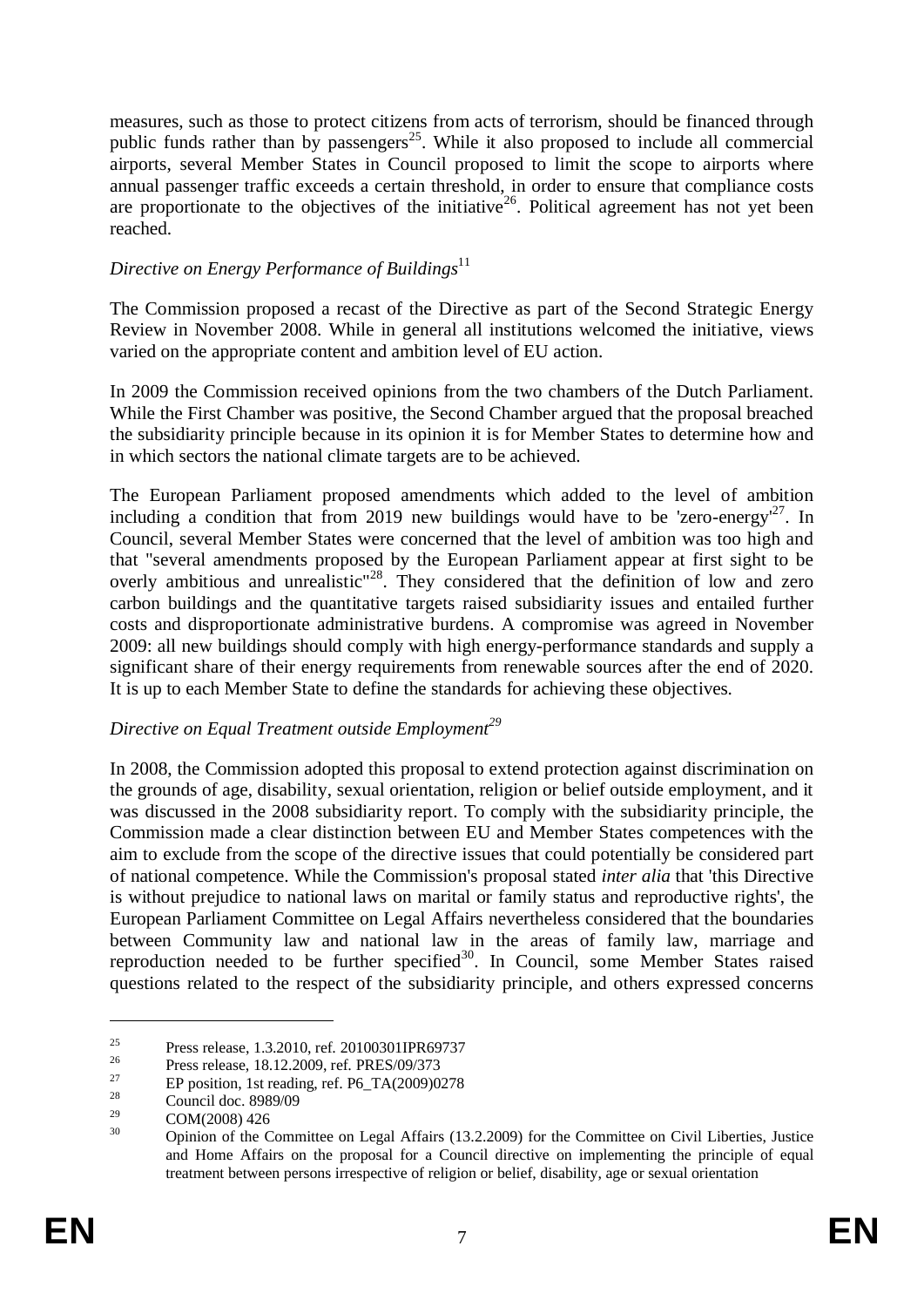measures, such as those to protect citizens from acts of terrorism, should be financed through public funds rather than by passengers[25]. While it also proposed to include all commercial airports, several Member States in Council proposed to limit the scope to airports where annual passenger traffic exceeds a certain threshold, in order to ensure that compliance costs are proportionate to the objectives of the initiative[26]. Political agreement has not yet been reached.

*Directive on Energy Performance of Buildings*[11]

The Commission proposed a recast of the Directive as part of the Second Strategic Energy Review in November 2008. While in general all institutions welcomed the initiative, views varied on the appropriate content and ambition level of EU action.

In 2009 the Commission received opinions from the two chambers of the Dutch Parliament. While the First Chamber was positive, the Second Chamber argued that the proposal breached the subsidiarity principle because in its opinion it is for Member States to determine how and in which sectors the national climate targets are to be achieved.

The European Parliament proposed amendments which added to the level of ambition including a condition that from 2019 new buildings would have to be 'zero-energy'[27]. In Council, several Member States were concerned that the level of ambition was too high and that "several amendments proposed by the European Parliament appear at first sight to be overly ambitious and unrealistic"[28]. They considered that the definition of low and zero carbon buildings and the quantitative targets raised subsidiarity issues and entailed further costs and disproportionate administrative burdens. A compromise was agreed in November 2009: all new buildings should comply with high energy-performance standards and supply a significant share of their energy requirements from renewable sources after the end of 2020. It is up to each Member State to define the standards for achieving these objectives.

*Directive on Equal Treatment outside Employment*[29]

In 2008, the Commission adopted this proposal to extend protection against discrimination on the grounds of age, disability, sexual orientation, religion or belief outside employment, and it was discussed in the 2008 subsidiarity report. To comply with the subsidiarity principle, the Commission made a clear distinction between EU and Member States competences with the aim to exclude from the scope of the directive issues that could potentially be considered part of national competence. While the Commission's proposal stated *inter alia* that 'this Directive is without prejudice to national laws on marital or family status and reproductive rights', the European Parliament Committee on Legal Affairs nevertheless considered that the boundaries between Community law and national law in the areas of family law, marriage and reproduction needed to be further specified[30]. In Council, some Member States raised questions related to the respect of the subsidiarity principle, and others expressed concerns

---

[25] Press release, 1.3.2010, ref. 20100301IPR69737

[26] Press release, 18.12.2009, ref. PRES/09/373

[27] EP position, 1st reading, ref. P6_TA(2009)0278

[28] Council doc. 8989/09

[29] COM(2008) 426

[30] Opinion of the Committee on Legal Affairs (13.2.2009) for the Committee on Civil Liberties, Justice and Home Affairs on the proposal for a Council directive on implementing the principle of equal treatment between persons irrespective of religion or belief, disability, age or sexual orientation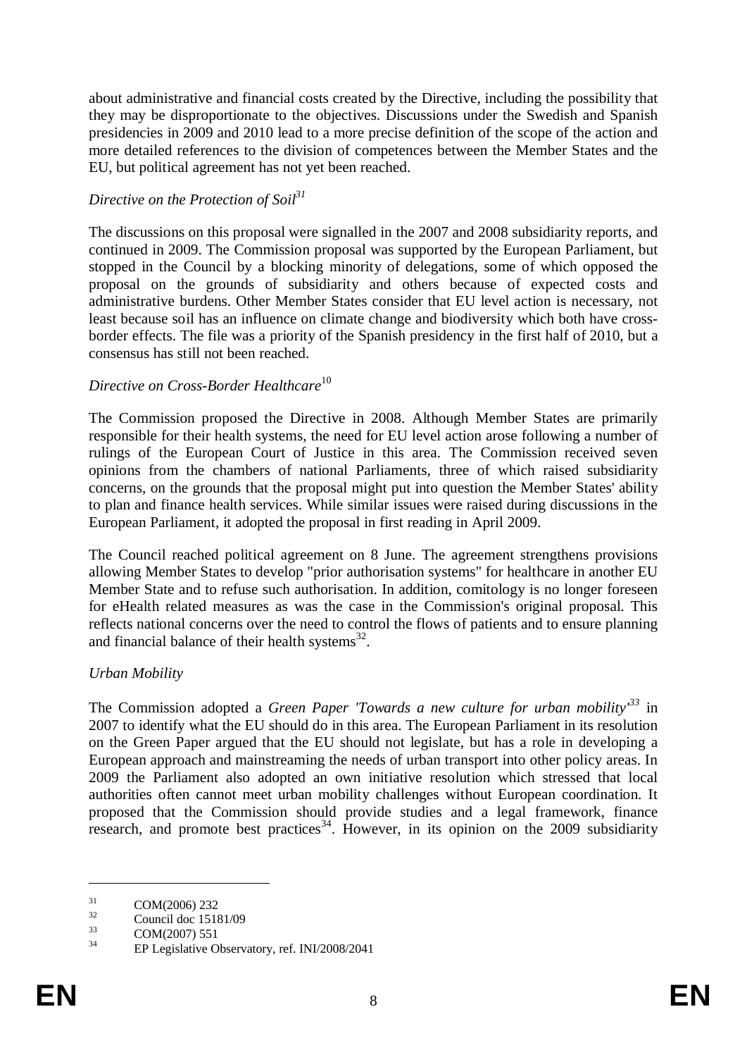about administrative and financial costs created by the Directive, including the possibility that they may be disproportionate to the objectives. Discussions under the Swedish and Spanish presidencies in 2009 and 2010 lead to a more precise definition of the scope of the action and more detailed references to the division of competences between the Member States and the EU, but political agreement has not yet been reached.

*Directive on the Protection of Soil*[31]

The discussions on this proposal were signalled in the 2007 and 2008 subsidiarity reports, and continued in 2009. The Commission proposal was supported by the European Parliament, but stopped in the Council by a blocking minority of delegations, some of which opposed the proposal on the grounds of subsidiarity and others because of expected costs and administrative burdens. Other Member States consider that EU level action is necessary, not least because soil has an influence on climate change and biodiversity which both have cross-border effects. The file was a priority of the Spanish presidency in the first half of 2010, but a consensus has still not been reached.

*Directive on Cross-Border Healthcare*[10]

The Commission proposed the Directive in 2008. Although Member States are primarily responsible for their health systems, the need for EU level action arose following a number of rulings of the European Court of Justice in this area. The Commission received seven opinions from the chambers of national Parliaments, three of which raised subsidiarity concerns, on the grounds that the proposal might put into question the Member States' ability to plan and finance health services. While similar issues were raised during discussions in the European Parliament, it adopted the proposal in first reading in April 2009.

The Council reached political agreement on 8 June. The agreement strengthens provisions allowing Member States to develop "prior authorisation systems" for healthcare in another EU Member State and to refuse such authorisation. In addition, comitology is no longer foreseen for eHealth related measures as was the case in the Commission's original proposal. This reflects national concerns over the need to control the flows of patients and to ensure planning and financial balance of their health systems[32].

*Urban Mobility*

The Commission adopted a *Green Paper 'Towards a new culture for urban mobility'*[33] in 2007 to identify what the EU should do in this area. The European Parliament in its resolution on the Green Paper argued that the EU should not legislate, but has a role in developing a European approach and mainstreaming the needs of urban transport into other policy areas. In 2009 the Parliament also adopted an own initiative resolution which stressed that local authorities often cannot meet urban mobility challenges without European coordination. It proposed that the Commission should provide studies and a legal framework, finance research, and promote best practices[34]. However, in its opinion on the 2009 subsidiarity

---

[31] COM(2006) 232

[32] Council doc 15181/09

[33] COM(2007) 551

[34] EP Legislative Observatory, ref. INI/2008/2041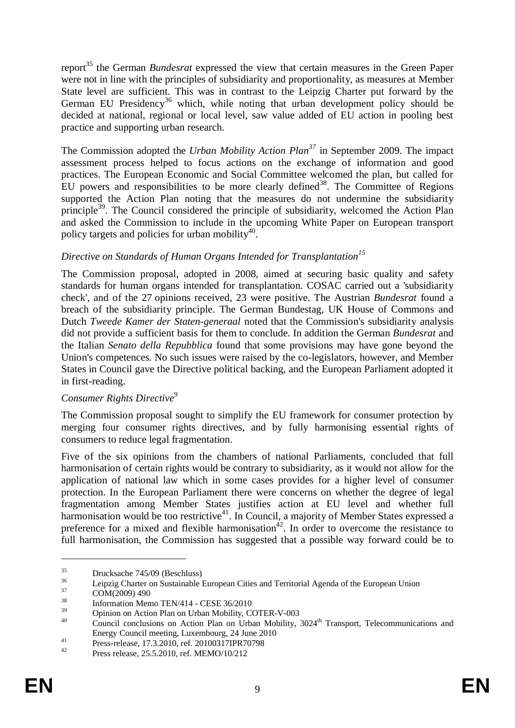report[35] the German *Bundesrat* expressed the view that certain measures in the Green Paper were not in line with the principles of subsidiarity and proportionality, as measures at Member State level are sufficient. This was in contrast to the Leipzig Charter put forward by the German EU Presidency[36] which, while noting that urban development policy should be decided at national, regional or local level, saw value added of EU action in pooling best practice and supporting urban research.

The Commission adopted the *Urban Mobility Action Plan*[37] in September 2009. The impact assessment process helped to focus actions on the exchange of information and good practices. The European Economic and Social Committee welcomed the plan, but called for EU powers and responsibilities to be more clearly defined[38]. The Committee of Regions supported the Action Plan noting that the measures do not undermine the subsidiarity principle[39]. The Council considered the principle of subsidiarity, welcomed the Action Plan and asked the Commission to include in the upcoming White Paper on European transport policy targets and policies for urban mobility[40].

*Directive on Standards of Human Organs Intended for Transplantation*[15]

The Commission proposal, adopted in 2008, aimed at securing basic quality and safety standards for human organs intended for transplantation. COSAC carried out a 'subsidiarity check', and of the 27 opinions received, 23 were positive. The Austrian *Bundesrat* found a breach of the subsidiarity principle. The German Bundestag, UK House of Commons and Dutch *Tweede Kamer der Staten-generaal* noted that the Commission's subsidiarity analysis did not provide a sufficient basis for them to conclude. In addition the German *Bundesrat* and the Italian *Senato della Repubblica* found that some provisions may have gone beyond the Union's competences. No such issues were raised by the co-legislators, however, and Member States in Council gave the Directive political backing, and the European Parliament adopted it in first-reading.

*Consumer Rights Directive*[9]

The Commission proposal sought to simplify the EU framework for consumer protection by merging four consumer rights directives, and by fully harmonising essential rights of consumers to reduce legal fragmentation.

Five of the six opinions from the chambers of national Parliaments, concluded that full harmonisation of certain rights would be contrary to subsidiarity, as it would not allow for the application of national law which in some cases provides for a higher level of consumer protection. In the European Parliament there were concerns on whether the degree of legal fragmentation among Member States justifies action at EU level and whether full harmonisation would be too restrictive[41]. In Council, a majority of Member States expressed a preference for a mixed and flexible harmonisation[42]. In order to overcome the resistance to full harmonisation, the Commission has suggested that a possible way forward could be to

---

[35] Drucksache 745/09 (Beschluss)

[36] Leipzig Charter on Sustainable European Cities and Territorial Agenda of the European Union

[37] COM(2009) 490

[38] Information Memo TEN/414 - CESE 36/2010

[39] Opinion on Action Plan on Urban Mobility, COTER-V-003

[40] Council conclusions on Action Plan on Urban Mobility, 3024th Transport, Telecommunications and Energy Council meeting, Luxembourg, 24 June 2010

[41] Press-release, 17.3.2010, ref. 20100317IPR70798

[42] Press release, 25.5.2010, ref. MEMO/10/212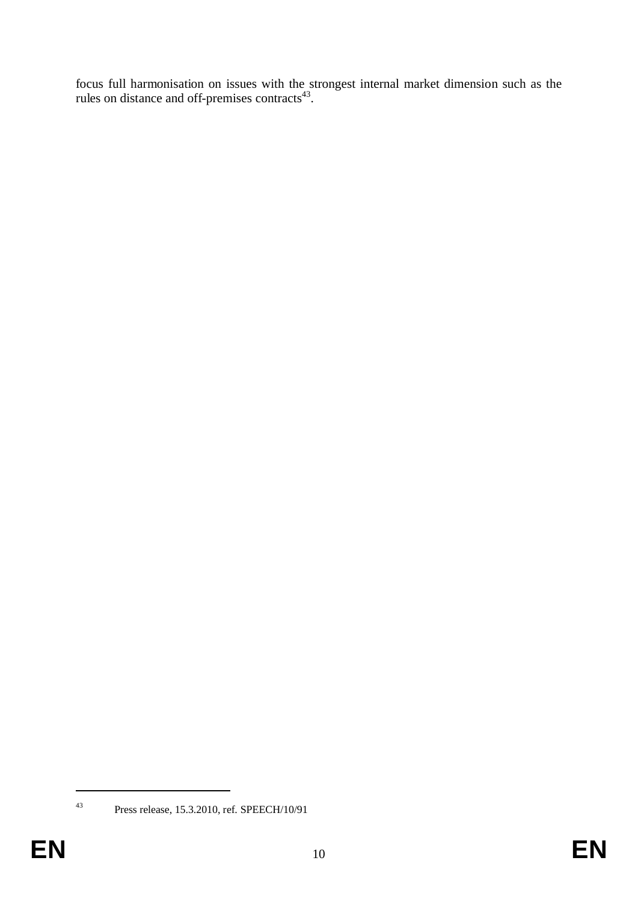focus full harmonisation on issues with the strongest internal market dimension such as the rules on distance and off-premises contracts[43].

[43] Press release, 15.3.2010, ref. SPEECH/10/91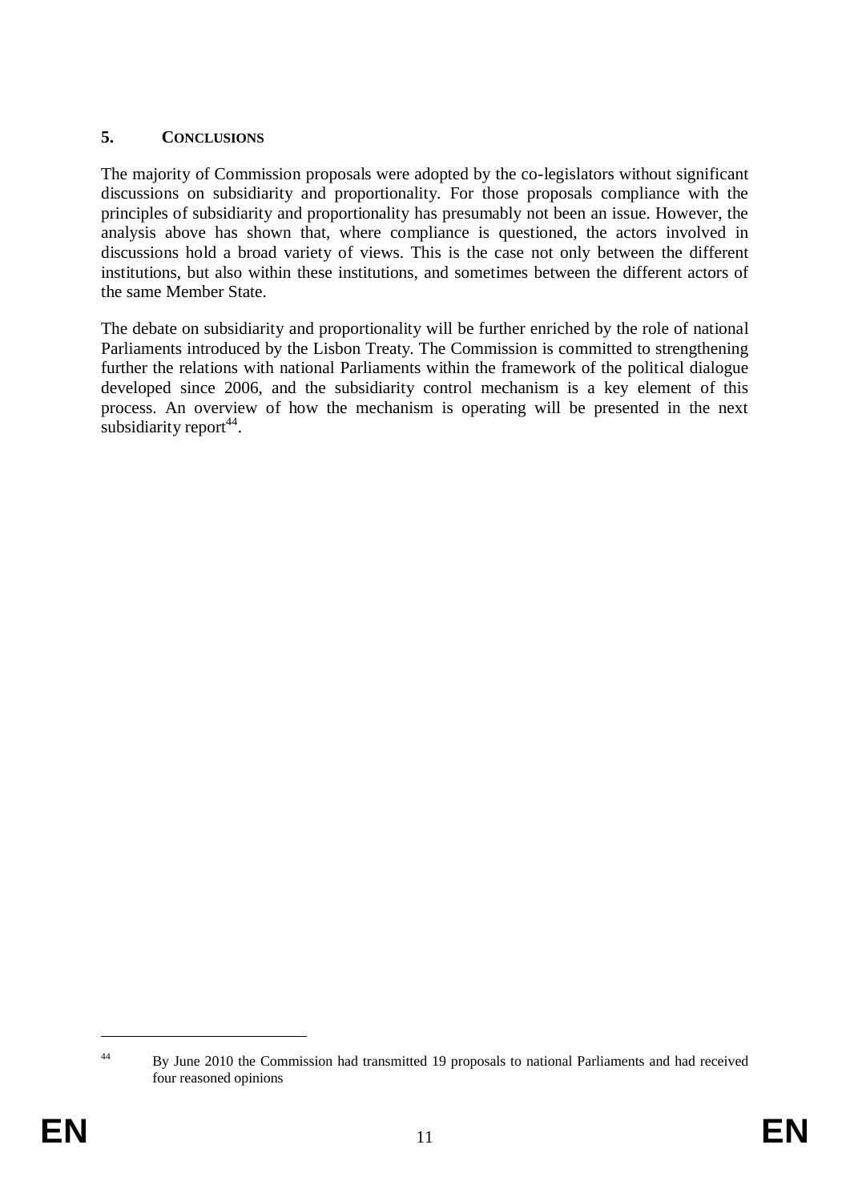## 5. CONCLUSIONS

The majority of Commission proposals were adopted by the co-legislators without significant discussions on subsidiarity and proportionality. For those proposals compliance with the principles of subsidiarity and proportionality has presumably not been an issue. However, the analysis above has shown that, where compliance is questioned, the actors involved in discussions hold a broad variety of views. This is the case not only between the different institutions, but also within these institutions, and sometimes between the different actors of the same Member State.

The debate on subsidiarity and proportionality will be further enriched by the role of national Parliaments introduced by the Lisbon Treaty. The Commission is committed to strengthening further the relations with national Parliaments within the framework of the political dialogue developed since 2006, and the subsidiarity control mechanism is a key element of this process. An overview of how the mechanism is operating will be presented in the next subsidiarity report[44].

[44] By June 2010 the Commission had transmitted 19 proposals to national Parliaments and had received four reasoned opinions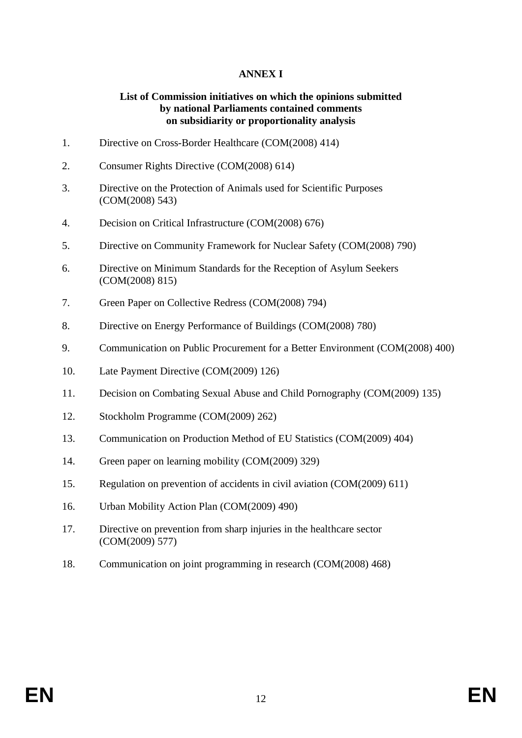**ANNEX I**

**List of Commission initiatives on which the opinions submitted by national Parliaments contained comments on subsidiarity or proportionality analysis**

1. Directive on Cross-Border Healthcare (COM(2008) 414)
2. Consumer Rights Directive (COM(2008) 614)
3. Directive on the Protection of Animals used for Scientific Purposes (COM(2008) 543)
4. Decision on Critical Infrastructure (COM(2008) 676)
5. Directive on Community Framework for Nuclear Safety (COM(2008) 790)
6. Directive on Minimum Standards for the Reception of Asylum Seekers (COM(2008) 815)
7. Green Paper on Collective Redress (COM(2008) 794)
8. Directive on Energy Performance of Buildings (COM(2008) 780)
9. Communication on Public Procurement for a Better Environment (COM(2008) 400)
10. Late Payment Directive (COM(2009) 126)
11. Decision on Combating Sexual Abuse and Child Pornography (COM(2009) 135)
12. Stockholm Programme (COM(2009) 262)
13. Communication on Production Method of EU Statistics (COM(2009) 404)
14. Green paper on learning mobility (COM(2009) 329)
15. Regulation on prevention of accidents in civil aviation (COM(2009) 611)
16. Urban Mobility Action Plan (COM(2009) 490)
17. Directive on prevention from sharp injuries in the healthcare sector (COM(2009) 577)
18. Communication on joint programming in research (COM(2008) 468)